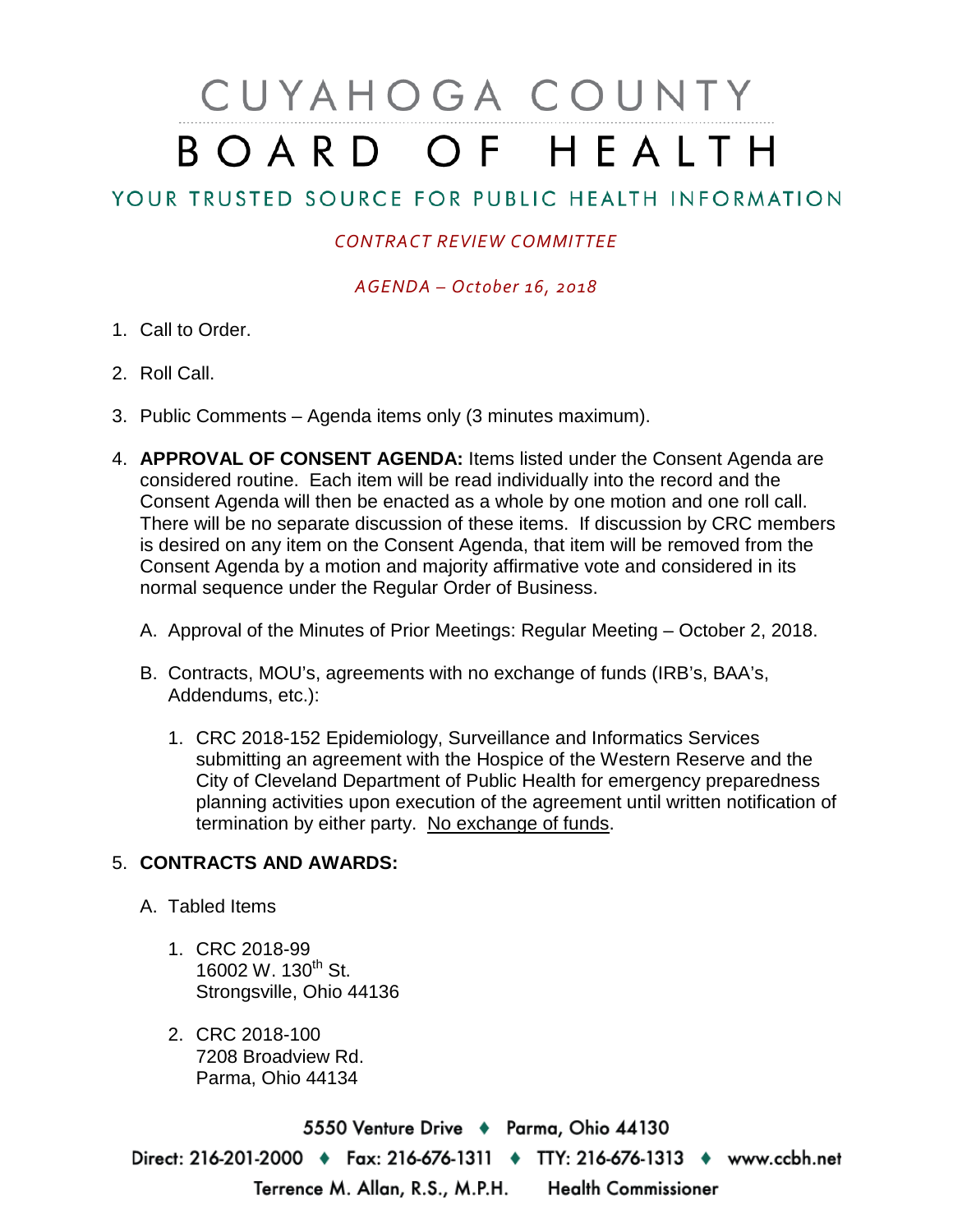# CUYAHOGA COUNTY
# BOARD OF HEALTH

## YOUR TRUSTED SOURCE FOR PUBLIC HEALTH INFORMATION

*CONTRACT REVIEW COMMITTEE*

*AGENDA – October 16, 2018*

1. Call to Order.

2. Roll Call.

3. Public Comments – Agenda items only (3 minutes maximum).

4. **APPROVAL OF CONSENT AGENDA:** Items listed under the Consent Agenda are considered routine. Each item will be read individually into the record and the Consent Agenda will then be enacted as a whole by one motion and one roll call. There will be no separate discussion of these items. If discussion by CRC members is desired on any item on the Consent Agenda, that item will be removed from the Consent Agenda by a motion and majority affirmative vote and considered in its normal sequence under the Regular Order of Business.

   A. Approval of the Minutes of Prior Meetings: Regular Meeting – October 2, 2018.

   B. Contracts, MOU's, agreements with no exchange of funds (IRB's, BAA's, Addendums, etc.):

      1. CRC 2018-152 Epidemiology, Surveillance and Informatics Services submitting an agreement with the Hospice of the Western Reserve and the City of Cleveland Department of Public Health for emergency preparedness planning activities upon execution of the agreement until written notification of termination by either party. <u>No exchange of funds</u>.

5. **CONTRACTS AND AWARDS:**

   A. Tabled Items

      1. CRC 2018-99
         16002 W. 130th St.
         Strongsville, Ohio 44136

      2. CRC 2018-100
         7208 Broadview Rd.
         Parma, Ohio 44134

5550 Venture Drive ♦ Parma, Ohio 44130
Direct: 216-201-2000 ♦ Fax: 216-676-1311 ♦ TTY: 216-676-1313 ♦ www.ccbh.net
Terrence M. Allan, R.S., M.P.H. Health Commissioner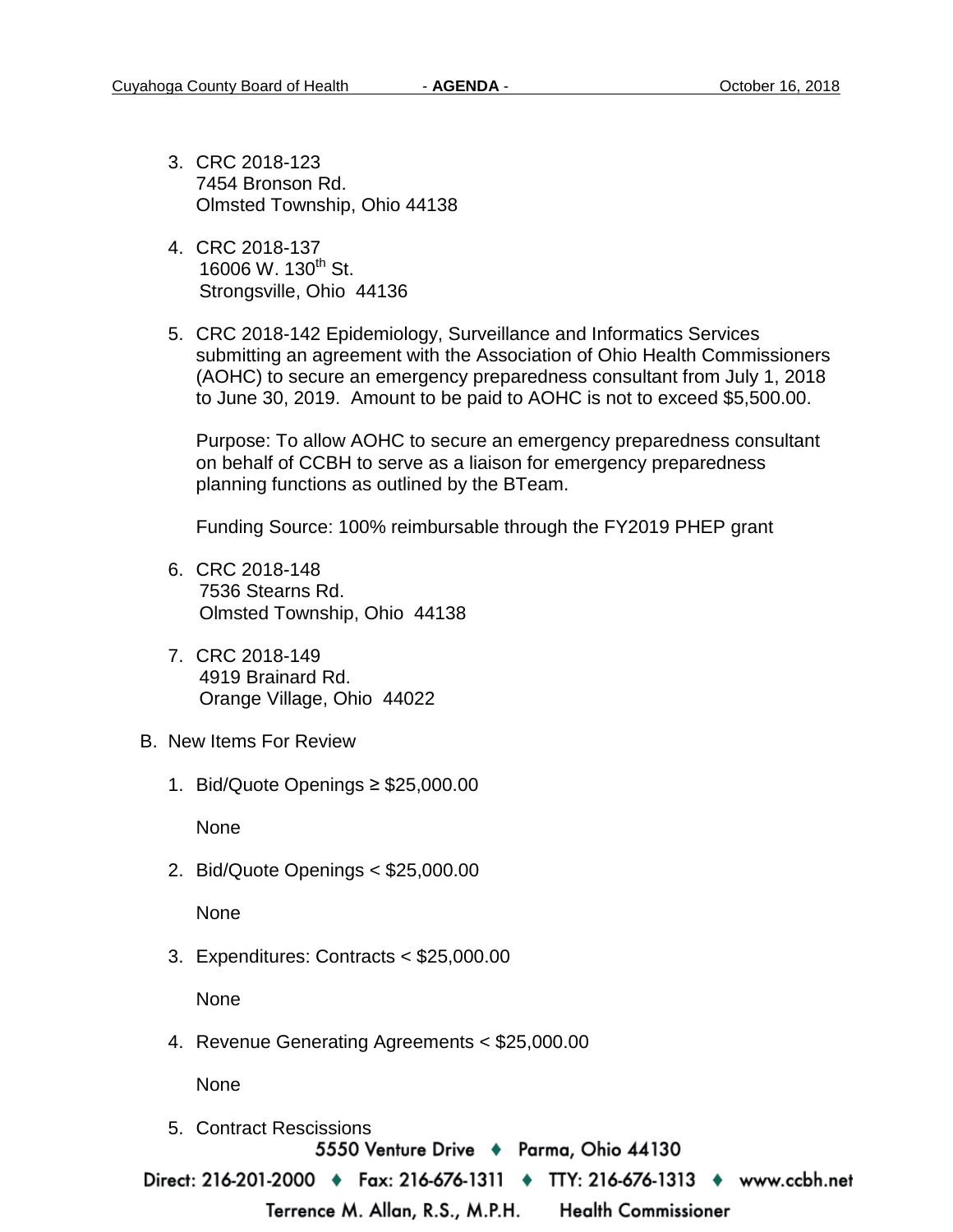3. CRC 2018-123
   7454 Bronson Rd.
   Olmsted Township, Ohio 44138

4. CRC 2018-137
   16006 W. 130th St.
   Strongsville, Ohio 44136

5. CRC 2018-142 Epidemiology, Surveillance and Informatics Services submitting an agreement with the Association of Ohio Health Commissioners (AOHC) to secure an emergency preparedness consultant from July 1, 2018 to June 30, 2019. Amount to be paid to AOHC is not to exceed $5,500.00.

   Purpose: To allow AOHC to secure an emergency preparedness consultant on behalf of CCBH to serve as a liaison for emergency preparedness planning functions as outlined by the BTeam.

   Funding Source: 100% reimbursable through the FY2019 PHEP grant

6. CRC 2018-148
   7536 Stearns Rd.
   Olmsted Township, Ohio 44138

7. CRC 2018-149
   4919 Brainard Rd.
   Orange Village, Ohio 44022

B. New Items For Review

1. Bid/Quote Openings ≥ $25,000.00

   None

2. Bid/Quote Openings < $25,000.00

   None

3. Expenditures: Contracts < $25,000.00

   None

4. Revenue Generating Agreements < $25,000.00

   None

5. Contract Rescissions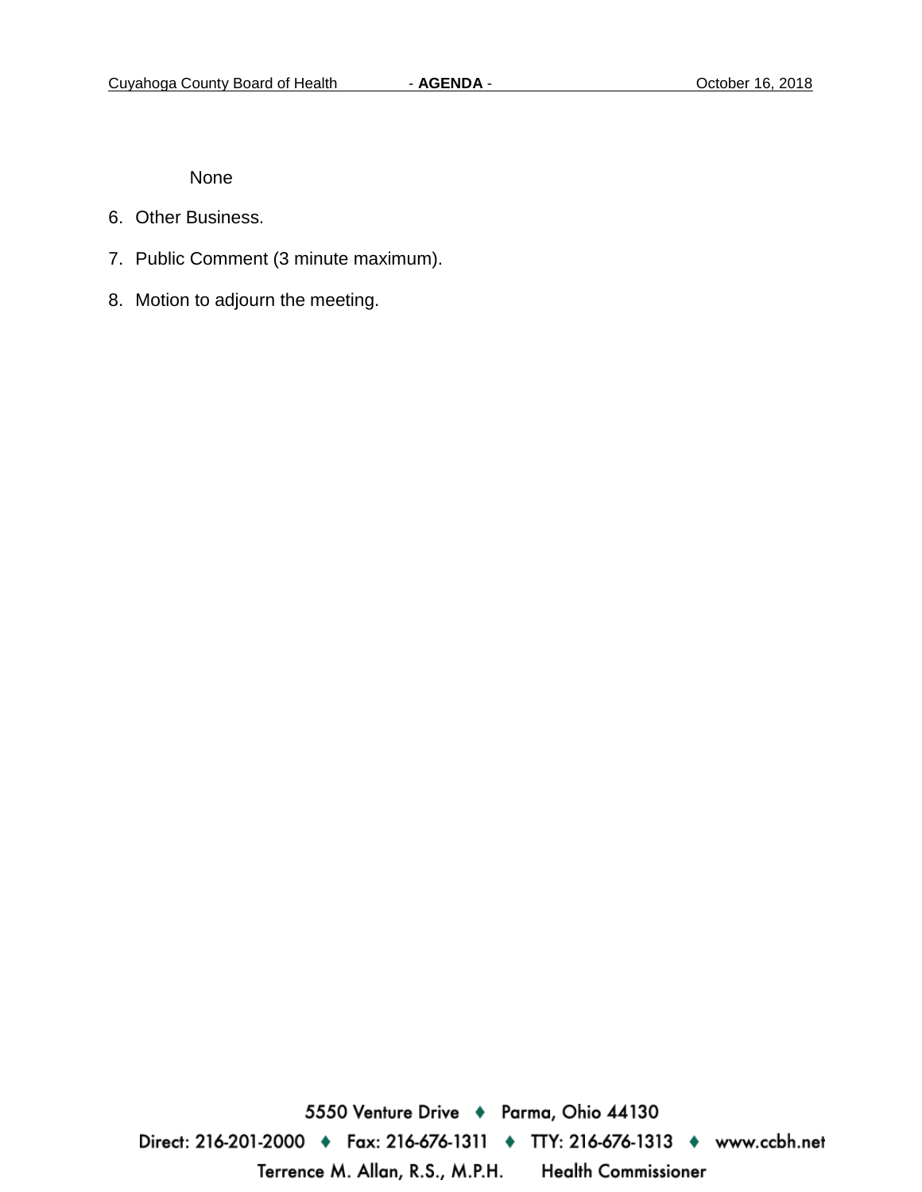None

6. Other Business.
7. Public Comment (3 minute maximum).
8. Motion to adjourn the meeting.